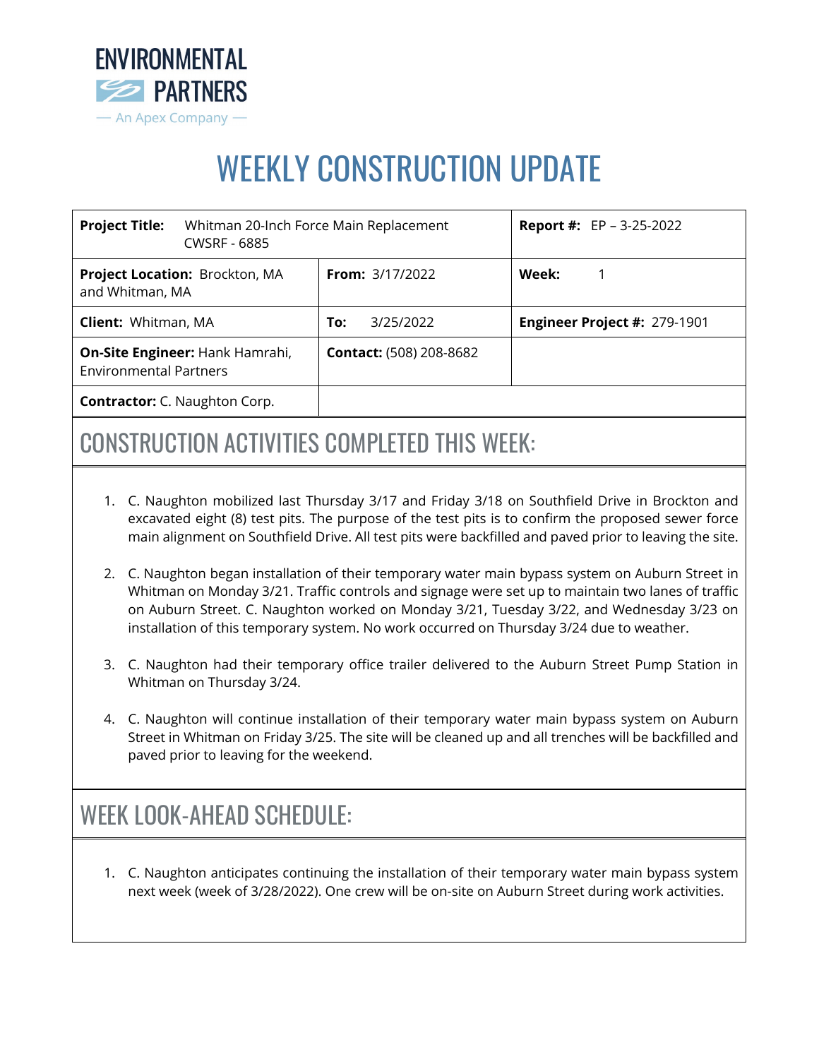ENVIRONMENTAL PARTNERS

— An Apex Company —

# WEEKLY CONSTRUCTION UPDATE

| | | |
|---|---|---|
| **Project Title:** Whitman 20-Inch Force Main Replacement CWSRF - 6885 | | **Report #:** EP – 3-25-2022 |
| **Project Location:** Brockton, MA and Whitman, MA | **From:** 3/17/2022 | **Week:** 1 |
| **Client:** Whitman, MA | **To:** 3/25/2022 | **Engineer Project #:** 279-1901 |
| **On-Site Engineer:** Hank Hamrahi, Environmental Partners | **Contact:** (508) 208-8682 | |
| **Contractor:** C. Naughton Corp. | | |

## CONSTRUCTION ACTIVITIES COMPLETED THIS WEEK:

1. C. Naughton mobilized last Thursday 3/17 and Friday 3/18 on Southfield Drive in Brockton and excavated eight (8) test pits. The purpose of the test pits is to confirm the proposed sewer force main alignment on Southfield Drive. All test pits were backfilled and paved prior to leaving the site.

2. C. Naughton began installation of their temporary water main bypass system on Auburn Street in Whitman on Monday 3/21. Traffic controls and signage were set up to maintain two lanes of traffic on Auburn Street. C. Naughton worked on Monday 3/21, Tuesday 3/22, and Wednesday 3/23 on installation of this temporary system. No work occurred on Thursday 3/24 due to weather.

3. C. Naughton had their temporary office trailer delivered to the Auburn Street Pump Station in Whitman on Thursday 3/24.

4. C. Naughton will continue installation of their temporary water main bypass system on Auburn Street in Whitman on Friday 3/25. The site will be cleaned up and all trenches will be backfilled and paved prior to leaving for the weekend.

## WEEK LOOK-AHEAD SCHEDULE:

1. C. Naughton anticipates continuing the installation of their temporary water main bypass system next week (week of 3/28/2022). One crew will be on-site on Auburn Street during work activities.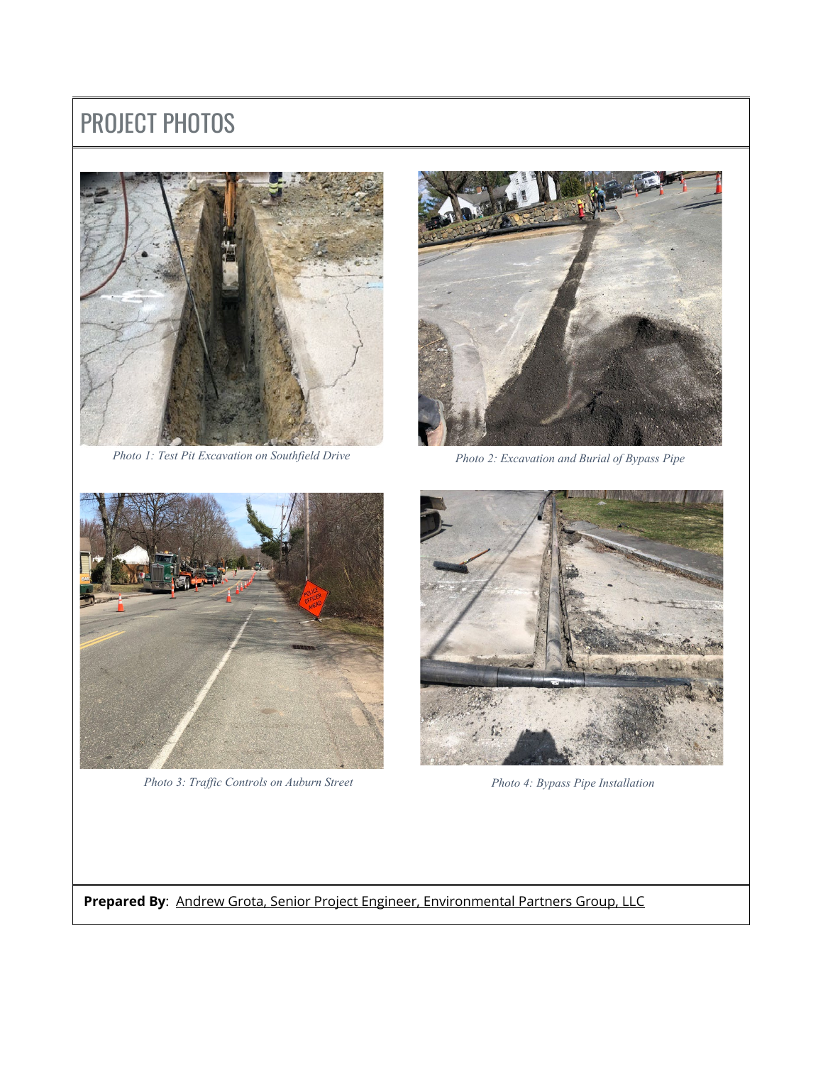# PROJECT PHOTOS

*Photo 1: Test Pit Excavation on Southfield Drive*

*Photo 2: Excavation and Burial of Bypass Pipe*

*Photo 3: Traffic Controls on Auburn Street*

*Photo 4: Bypass Pipe Installation*

**Prepared By**: Andrew Grota, Senior Project Engineer, Environmental Partners Group, LLC